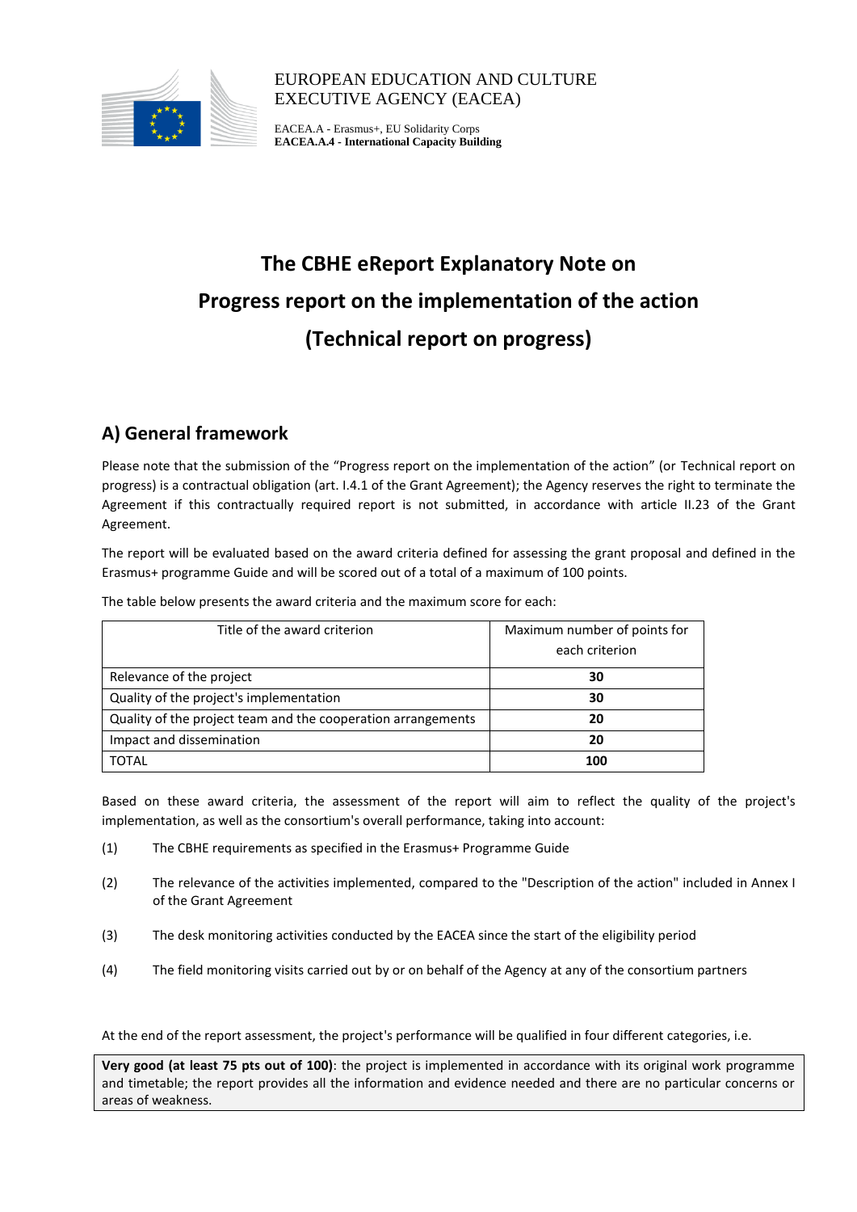EUROPEAN EDUCATION AND CULTURE
EXECUTIVE AGENCY (EACEA)

EACEA.A - Erasmus+, EU Solidarity Corps
**EACEA.A.4 - International Capacity Building**

# The CBHE eReport Explanatory Note on Progress report on the implementation of the action (Technical report on progress)

## A) General framework

Please note that the submission of the "Progress report on the implementation of the action" (or Technical report on progress) is a contractual obligation (art. I.4.1 of the Grant Agreement); the Agency reserves the right to terminate the Agreement if this contractually required report is not submitted, in accordance with article II.23 of the Grant Agreement.

The report will be evaluated based on the award criteria defined for assessing the grant proposal and defined in the Erasmus+ programme Guide and will be scored out of a total of a maximum of 100 points.

The table below presents the award criteria and the maximum score for each:

| Title of the award criterion | Maximum number of points for each criterion |
|---|---|
| Relevance of the project | **30** |
| Quality of the project's implementation | **30** |
| Quality of the project team and the cooperation arrangements | **20** |
| Impact and dissemination | **20** |
| TOTAL | **100** |

Based on these award criteria, the assessment of the report will aim to reflect the quality of the project's implementation, as well as the consortium's overall performance, taking into account:

(1) The CBHE requirements as specified in the Erasmus+ Programme Guide

(2) The relevance of the activities implemented, compared to the "Description of the action" included in Annex I of the Grant Agreement

(3) The desk monitoring activities conducted by the EACEA since the start of the eligibility period

(4) The field monitoring visits carried out by or on behalf of the Agency at any of the consortium partners

At the end of the report assessment, the project's performance will be qualified in four different categories, i.e.

**Very good (at least 75 pts out of 100)**: the project is implemented in accordance with its original work programme and timetable; the report provides all the information and evidence needed and there are no particular concerns or areas of weakness.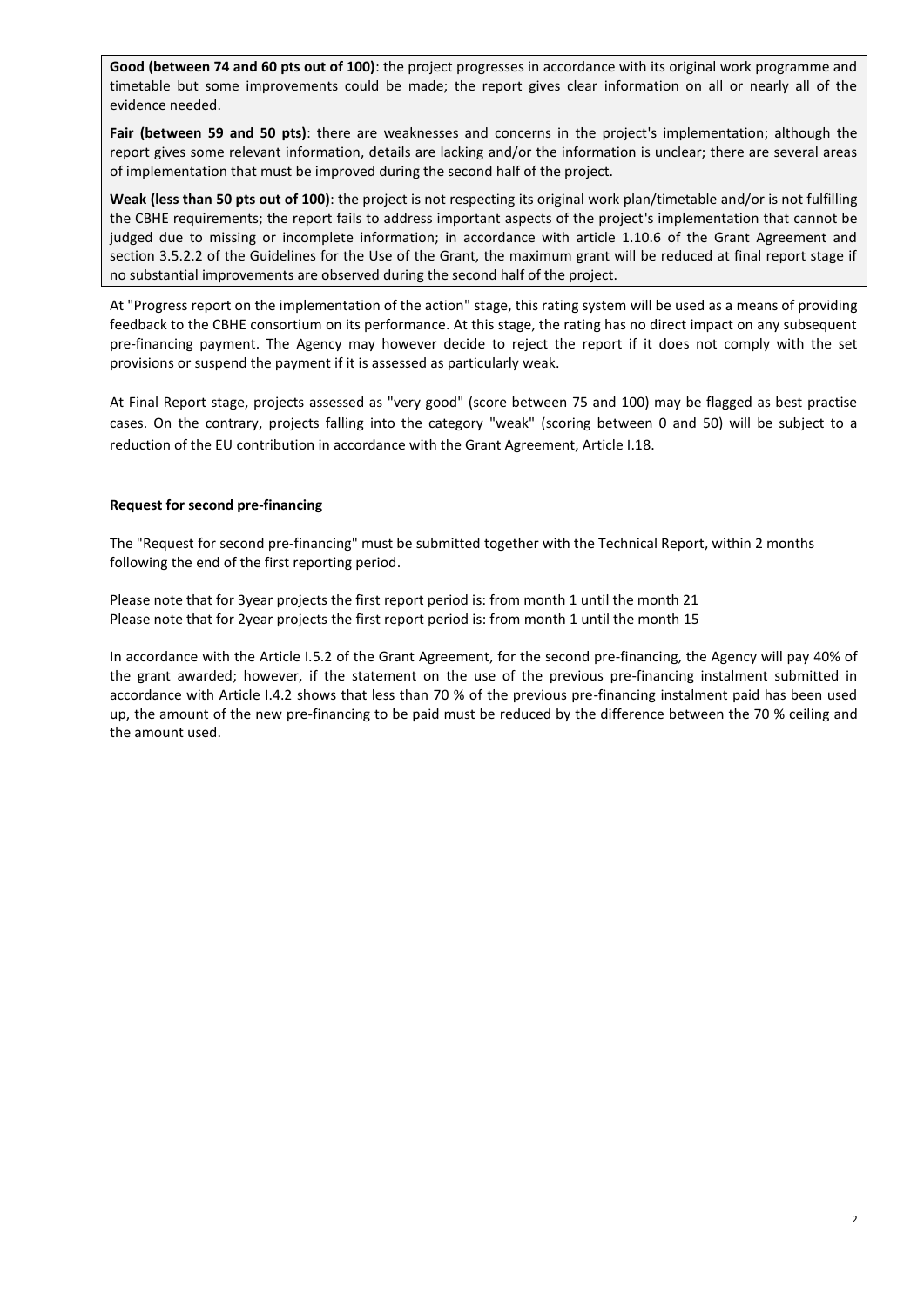**Good (between 74 and 60 pts out of 100)**: the project progresses in accordance with its original work programme and timetable but some improvements could be made; the report gives clear information on all or nearly all of the evidence needed.

**Fair (between 59 and 50 pts)**: there are weaknesses and concerns in the project's implementation; although the report gives some relevant information, details are lacking and/or the information is unclear; there are several areas of implementation that must be improved during the second half of the project.

**Weak (less than 50 pts out of 100)**: the project is not respecting its original work plan/timetable and/or is not fulfilling the CBHE requirements; the report fails to address important aspects of the project's implementation that cannot be judged due to missing or incomplete information; in accordance with article 1.10.6 of the Grant Agreement and section 3.5.2.2 of the Guidelines for the Use of the Grant, the maximum grant will be reduced at final report stage if no substantial improvements are observed during the second half of the project.

At "Progress report on the implementation of the action" stage, this rating system will be used as a means of providing feedback to the CBHE consortium on its performance. At this stage, the rating has no direct impact on any subsequent pre-financing payment. The Agency may however decide to reject the report if it does not comply with the set provisions or suspend the payment if it is assessed as particularly weak.

At Final Report stage, projects assessed as "very good" (score between 75 and 100) may be flagged as best practise cases. On the contrary, projects falling into the category "weak" (scoring between 0 and 50) will be subject to a reduction of the EU contribution in accordance with the Grant Agreement, Article I.18.

**Request for second pre-financing**

The "Request for second pre-financing" must be submitted together with the Technical Report, within 2 months following the end of the first reporting period.

Please note that for 3year projects the first report period is: from month 1 until the month 21
Please note that for 2year projects the first report period is: from month 1 until the month 15

In accordance with the Article I.5.2 of the Grant Agreement, for the second pre-financing, the Agency will pay 40% of the grant awarded; however, if the statement on the use of the previous pre-financing instalment submitted in accordance with Article I.4.2 shows that less than 70 % of the previous pre-financing instalment paid has been used up, the amount of the new pre-financing to be paid must be reduced by the difference between the 70 % ceiling and the amount used.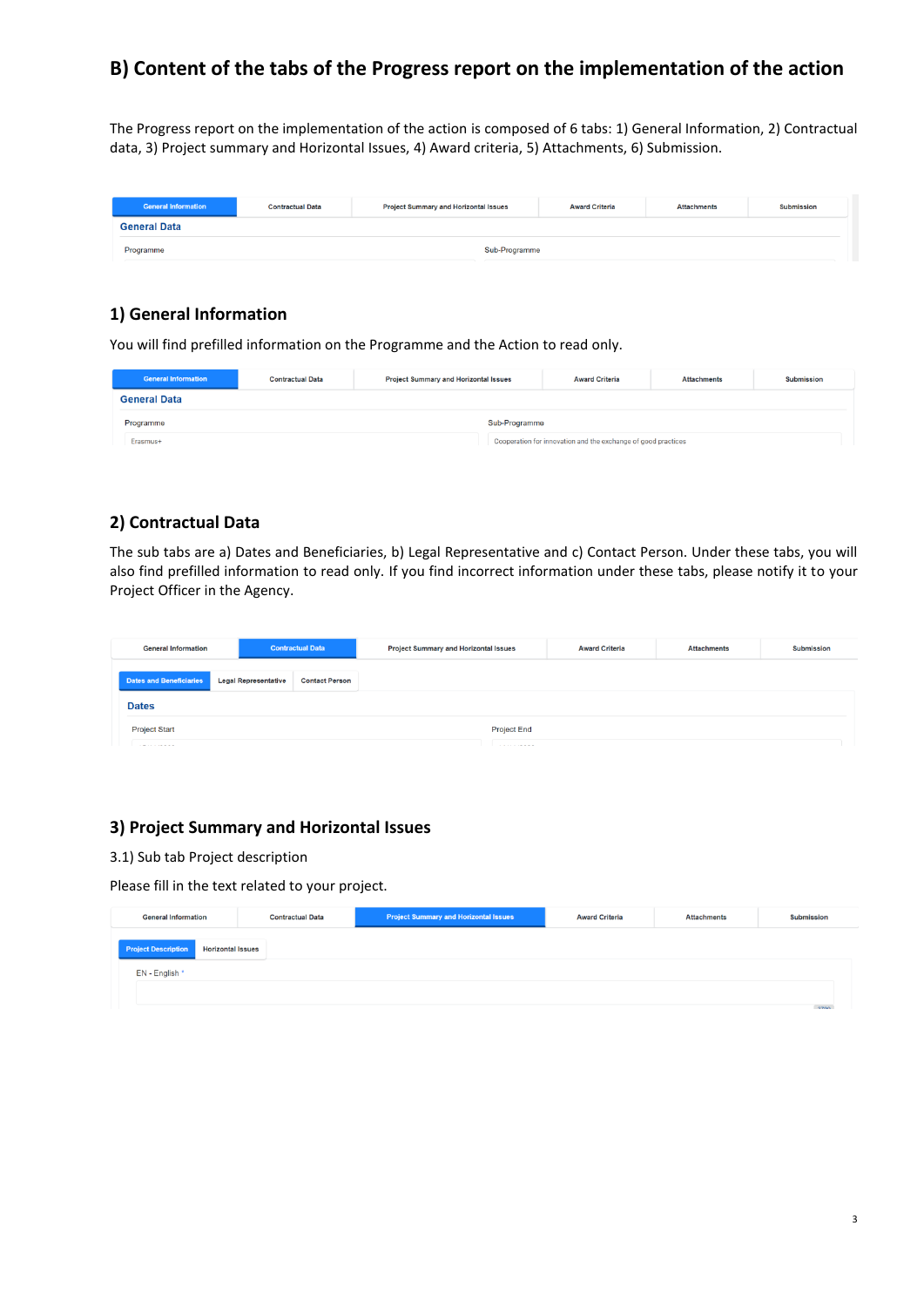## B) Content of the tabs of the Progress report on the implementation of the action

The Progress report on the implementation of the action is composed of 6 tabs: 1) General Information, 2) Contractual data, 3) Project summary and Horizontal Issues, 4) Award criteria, 5) Attachments, 6) Submission.

General Information | Contractual Data | Project Summary and Horizontal Issues | Award Criteria | Attachments | Submission

General Data

Programme

Sub-Programme

### 1) General Information

You will find prefilled information on the Programme and the Action to read only.

General Information | Contractual Data | Project Summary and Horizontal Issues | Award Criteria | Attachments | Submission

General Data

Programme

Erasmus+

Sub-Programme

Cooperation for innovation and the exchange of good practices

### 2) Contractual Data

The sub tabs are a) Dates and Beneficiaries, b) Legal Representative and c) Contact Person. Under these tabs, you will also find prefilled information to read only. If you find incorrect information under these tabs, please notify it to your Project Officer in the Agency.

General Information | Contractual Data | Project Summary and Horizontal Issues | Award Criteria | Attachments | Submission

Dates and Beneficiaries | Legal Representative | Contact Person

Dates

Project Start

Project End

### 3) Project Summary and Horizontal Issues

3.1) Sub tab Project description

Please fill in the text related to your project.

General Information | Contractual Data | Project Summary and Horizontal Issues | Award Criteria | Attachments | Submission

Project Description | Horizontal Issues

EN - English *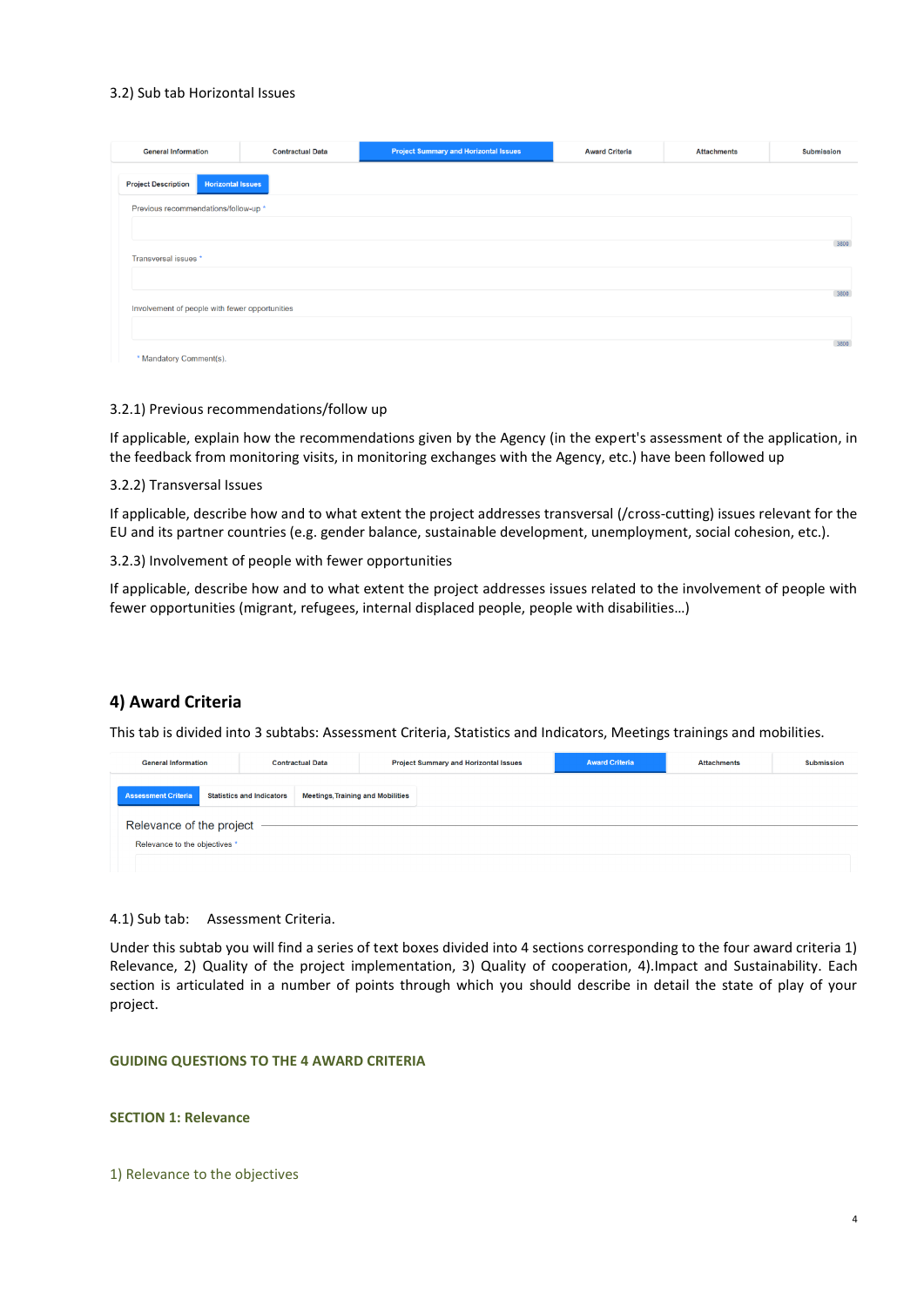3.2) Sub tab Horizontal Issues

| General Information | Contractual Data | Project Summary and Horizontal Issues | Award Criteria | Attachments | Submission |
|---|---|---|---|---|---|

Project Description | Horizontal Issues

Previous recommendations/follow-up *

3800

Transversal issues *

3800

Involvement of people with fewer opportunities

3800

* Mandatory Comment(s).

3.2.1) Previous recommendations/follow up

If applicable, explain how the recommendations given by the Agency (in the expert's assessment of the application, in the feedback from monitoring visits, in monitoring exchanges with the Agency, etc.) have been followed up

3.2.2) Transversal Issues

If applicable, describe how and to what extent the project addresses transversal (/cross-cutting) issues relevant for the EU and its partner countries (e.g. gender balance, sustainable development, unemployment, social cohesion, etc.).

3.2.3) Involvement of people with fewer opportunities

If applicable, describe how and to what extent the project addresses issues related to the involvement of people with fewer opportunities (migrant, refugees, internal displaced people, people with disabilities…)

## 4) Award Criteria

This tab is divided into 3 subtabs: Assessment Criteria, Statistics and Indicators, Meetings trainings and mobilities.

| General Information | Contractual Data | Project Summary and Horizontal Issues | Award Criteria | Attachments | Submission |
|---|---|---|---|---|---|

Assessment Criteria | Statistics and Indicators | Meetings, Training and Mobilities

Relevance of the project

Relevance to the objectives *

4.1) Sub tab: Assessment Criteria.

Under this subtab you will find a series of text boxes divided into 4 sections corresponding to the four award criteria 1) Relevance, 2) Quality of the project implementation, 3) Quality of cooperation, 4).Impact and Sustainability. Each section is articulated in a number of points through which you should describe in detail the state of play of your project.

### GUIDING QUESTIONS TO THE 4 AWARD CRITERIA

### SECTION 1: Relevance

1) Relevance to the objectives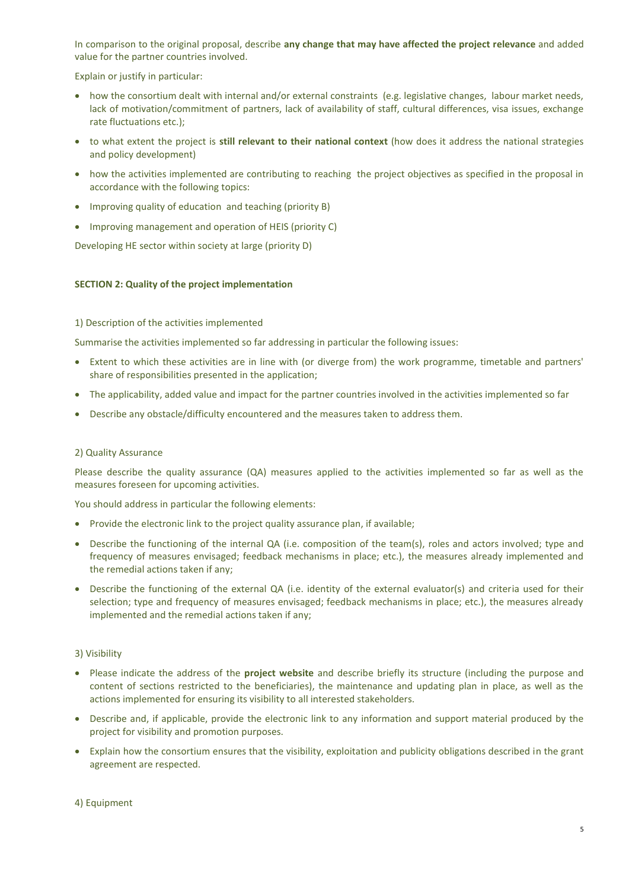In comparison to the original proposal, describe **any change that may have affected the project relevance** and added value for the partner countries involved.

Explain or justify in particular:

- how the consortium dealt with internal and/or external constraints (e.g. legislative changes, labour market needs, lack of motivation/commitment of partners, lack of availability of staff, cultural differences, visa issues, exchange rate fluctuations etc.);
- to what extent the project is **still relevant to their national context** (how does it address the national strategies and policy development)
- how the activities implemented are contributing to reaching the project objectives as specified in the proposal in accordance with the following topics:
- Improving quality of education and teaching (priority B)
- Improving management and operation of HEIS (priority C)

Developing HE sector within society at large (priority D)

**SECTION 2: Quality of the project implementation**

1) Description of the activities implemented

Summarise the activities implemented so far addressing in particular the following issues:

- Extent to which these activities are in line with (or diverge from) the work programme, timetable and partners' share of responsibilities presented in the application;
- The applicability, added value and impact for the partner countries involved in the activities implemented so far
- Describe any obstacle/difficulty encountered and the measures taken to address them.

2) Quality Assurance

Please describe the quality assurance (QA) measures applied to the activities implemented so far as well as the measures foreseen for upcoming activities.

You should address in particular the following elements:

- Provide the electronic link to the project quality assurance plan, if available;
- Describe the functioning of the internal QA (i.e. composition of the team(s), roles and actors involved; type and frequency of measures envisaged; feedback mechanisms in place; etc.), the measures already implemented and the remedial actions taken if any;
- Describe the functioning of the external QA (i.e. identity of the external evaluator(s) and criteria used for their selection; type and frequency of measures envisaged; feedback mechanisms in place; etc.), the measures already implemented and the remedial actions taken if any;

3) Visibility

- Please indicate the address of the **project website** and describe briefly its structure (including the purpose and content of sections restricted to the beneficiaries), the maintenance and updating plan in place, as well as the actions implemented for ensuring its visibility to all interested stakeholders.
- Describe and, if applicable, provide the electronic link to any information and support material produced by the project for visibility and promotion purposes.
- Explain how the consortium ensures that the visibility, exploitation and publicity obligations described in the grant agreement are respected.

4) Equipment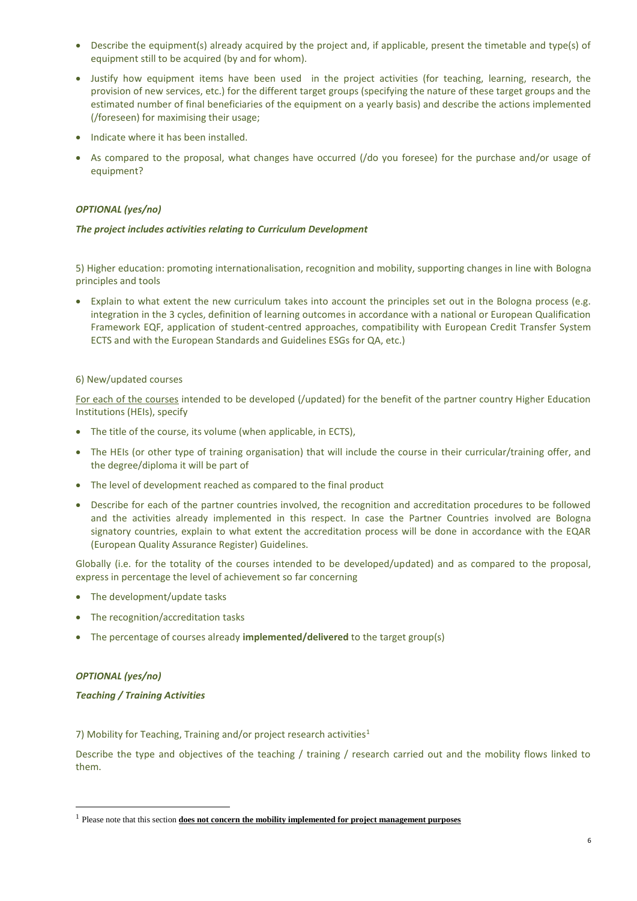- Describe the equipment(s) already acquired by the project and, if applicable, present the timetable and type(s) of equipment still to be acquired (by and for whom).
- Justify how equipment items have been used in the project activities (for teaching, learning, research, the provision of new services, etc.) for the different target groups (specifying the nature of these target groups and the estimated number of final beneficiaries of the equipment on a yearly basis) and describe the actions implemented (/foreseen) for maximising their usage;
- Indicate where it has been installed.
- As compared to the proposal, what changes have occurred (/do you foresee) for the purchase and/or usage of equipment?

***OPTIONAL (yes/no)***

***The project includes activities relating to Curriculum Development***

5) Higher education: promoting internationalisation, recognition and mobility, supporting changes in line with Bologna principles and tools

- Explain to what extent the new curriculum takes into account the principles set out in the Bologna process (e.g. integration in the 3 cycles, definition of learning outcomes in accordance with a national or European Qualification Framework EQF, application of student-centred approaches, compatibility with European Credit Transfer System ECTS and with the European Standards and Guidelines ESGs for QA, etc.)

6) New/updated courses

For each of the courses intended to be developed (/updated) for the benefit of the partner country Higher Education Institutions (HEIs), specify

- The title of the course, its volume (when applicable, in ECTS),
- The HEIs (or other type of training organisation) that will include the course in their curricular/training offer, and the degree/diploma it will be part of
- The level of development reached as compared to the final product
- Describe for each of the partner countries involved, the recognition and accreditation procedures to be followed and the activities already implemented in this respect. In case the Partner Countries involved are Bologna signatory countries, explain to what extent the accreditation process will be done in accordance with the EQAR (European Quality Assurance Register) Guidelines.

Globally (i.e. for the totality of the courses intended to be developed/updated) and as compared to the proposal, express in percentage the level of achievement so far concerning

- The development/update tasks
- The recognition/accreditation tasks
- The percentage of courses already **implemented/delivered** to the target group(s)

***OPTIONAL (yes/no)***

***Teaching / Training Activities***

7) Mobility for Teaching, Training and/or project research activities[1]

Describe the type and objectives of the teaching / training / research carried out and the mobility flows linked to them.

[1] Please note that this section **does not concern the mobility implemented for project management purposes**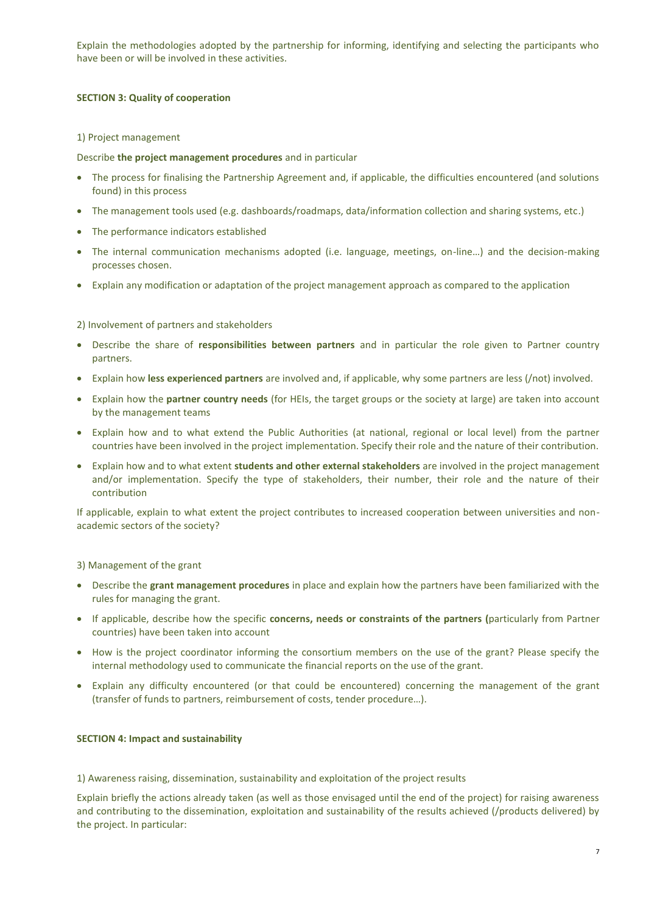Explain the methodologies adopted by the partnership for informing, identifying and selecting the participants who have been or will be involved in these activities.

**SECTION 3: Quality of cooperation**

1) Project management

Describe **the project management procedures** and in particular

- The process for finalising the Partnership Agreement and, if applicable, the difficulties encountered (and solutions found) in this process
- The management tools used (e.g. dashboards/roadmaps, data/information collection and sharing systems, etc.)
- The performance indicators established
- The internal communication mechanisms adopted (i.e. language, meetings, on-line…) and the decision-making processes chosen.
- Explain any modification or adaptation of the project management approach as compared to the application

2) Involvement of partners and stakeholders

- Describe the share of **responsibilities between partners** and in particular the role given to Partner country partners.
- Explain how **less experienced partners** are involved and, if applicable, why some partners are less (/not) involved.
- Explain how the **partner country needs** (for HEIs, the target groups or the society at large) are taken into account by the management teams
- Explain how and to what extend the Public Authorities (at national, regional or local level) from the partner countries have been involved in the project implementation. Specify their role and the nature of their contribution.
- Explain how and to what extent **students and other external stakeholders** are involved in the project management and/or implementation. Specify the type of stakeholders, their number, their role and the nature of their contribution

If applicable, explain to what extent the project contributes to increased cooperation between universities and non-academic sectors of the society?

3) Management of the grant

- Describe the **grant management procedures** in place and explain how the partners have been familiarized with the rules for managing the grant.
- If applicable, describe how the specific **concerns, needs or constraints of the partners (**particularly from Partner countries) have been taken into account
- How is the project coordinator informing the consortium members on the use of the grant? Please specify the internal methodology used to communicate the financial reports on the use of the grant.
- Explain any difficulty encountered (or that could be encountered) concerning the management of the grant (transfer of funds to partners, reimbursement of costs, tender procedure…).

**SECTION 4: Impact and sustainability**

1) Awareness raising, dissemination, sustainability and exploitation of the project results

Explain briefly the actions already taken (as well as those envisaged until the end of the project) for raising awareness and contributing to the dissemination, exploitation and sustainability of the results achieved (/products delivered) by the project. In particular: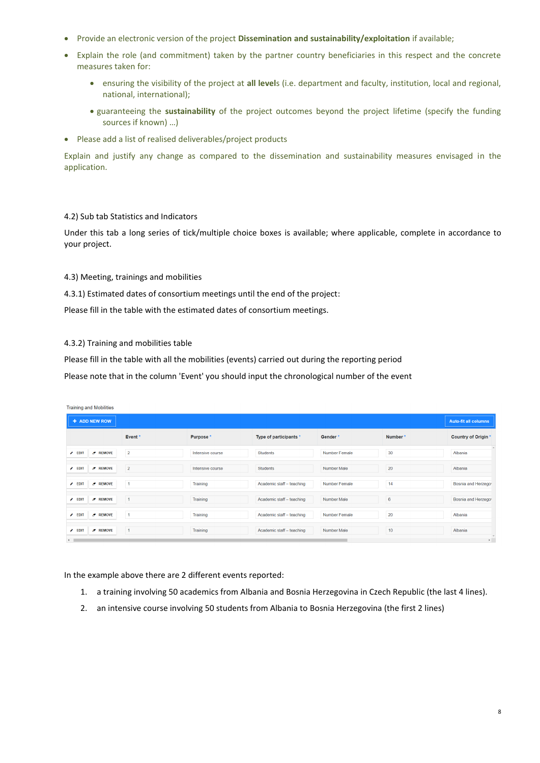- Provide an electronic version of the project **Dissemination and sustainability/exploitation** if available;
- Explain the role (and commitment) taken by the partner country beneficiaries in this respect and the concrete measures taken for:
  - ensuring the visibility of the project at **all level**s (i.e. department and faculty, institution, local and regional, national, international);
  - guaranteeing the **sustainability** of the project outcomes beyond the project lifetime (specify the funding sources if known) …)
- Please add a list of realised deliverables/project products

Explain and justify any change as compared to the dissemination and sustainability measures envisaged in the application.

4.2) Sub tab Statistics and Indicators

Under this tab a long series of tick/multiple choice boxes is available; where applicable, complete in accordance to your project.

4.3) Meeting, trainings and mobilities

4.3.1) Estimated dates of consortium meetings until the end of the project:

Please fill in the table with the estimated dates of consortium meetings.

4.3.2) Training and mobilities table

Please fill in the table with all the mobilities (events) carried out during the reporting period

Please note that in the column 'Event' you should input the chronological number of the event

Training and Mobilities

+ ADD NEW ROW | Auto-fit all columns

| | Event * | Purpose * | Type of participants * | Gender * | Number * | Country of Origin * |
|---|---|---|---|---|---|---|
| EDIT REMOVE | 2 | Intensive course | Students | Number Female | 30 | Albania |
| EDIT REMOVE | 2 | Intensive course | Students | Number Male | 20 | Albania |
| EDIT REMOVE | 1 | Training | Academic staff – teaching | Number Female | 14 | Bosnia and Herzego |
| EDIT REMOVE | 1 | Training | Academic staff – teaching | Number Male | 6 | Bosnia and Herzego |
| EDIT REMOVE | 1 | Training | Academic staff – teaching | Number Female | 20 | Albania |
| EDIT REMOVE | 1 | Training | Academic staff – teaching | Number Male | 10 | Albania |

In the example above there are 2 different events reported:

1. a training involving 50 academics from Albania and Bosnia Herzegovina in Czech Republic (the last 4 lines).
2. an intensive course involving 50 students from Albania to Bosnia Herzegovina (the first 2 lines)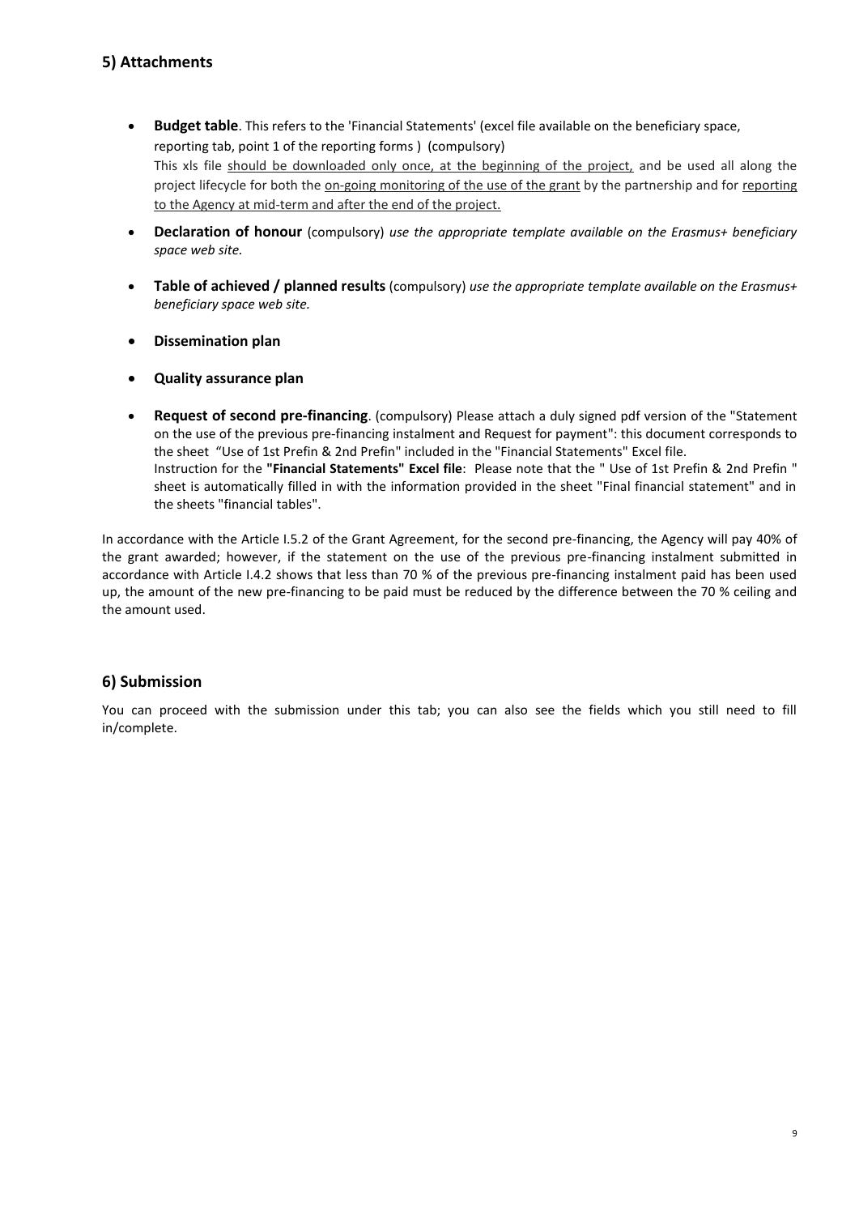## 5) Attachments

- **Budget table**. This refers to the 'Financial Statements' (excel file available on the beneficiary space, reporting tab, point 1 of the reporting forms ) (compulsory)
  This xls file <u>should be downloaded only once, at the beginning of the project,</u> and be used all along the project lifecycle for both the <u>on-going monitoring of the use of the grant</u> by the partnership and for <u>reporting to the Agency at mid-term and after the end of the project.</u>

- **Declaration of honour** (compulsory) *use the appropriate template available on the Erasmus+ beneficiary space web site.*

- **Table of achieved / planned results** (compulsory) *use the appropriate template available on the Erasmus+ beneficiary space web site.*

- **Dissemination plan**

- **Quality assurance plan**

- **Request of second pre-financing**. (compulsory) Please attach a duly signed pdf version of the "Statement on the use of the previous pre-financing instalment and Request for payment": this document corresponds to the sheet "Use of 1st Prefin & 2nd Prefin" included in the "Financial Statements" Excel file.
  Instruction for the **"Financial Statements" Excel file**: Please note that the " Use of 1st Prefin & 2nd Prefin " sheet is automatically filled in with the information provided in the sheet "Final financial statement" and in the sheets "financial tables".

In accordance with the Article I.5.2 of the Grant Agreement, for the second pre-financing, the Agency will pay 40% of the grant awarded; however, if the statement on the use of the previous pre-financing instalment submitted in accordance with Article I.4.2 shows that less than 70 % of the previous pre-financing instalment paid has been used up, the amount of the new pre-financing to be paid must be reduced by the difference between the 70 % ceiling and the amount used.

## 6) Submission

You can proceed with the submission under this tab; you can also see the fields which you still need to fill in/complete.